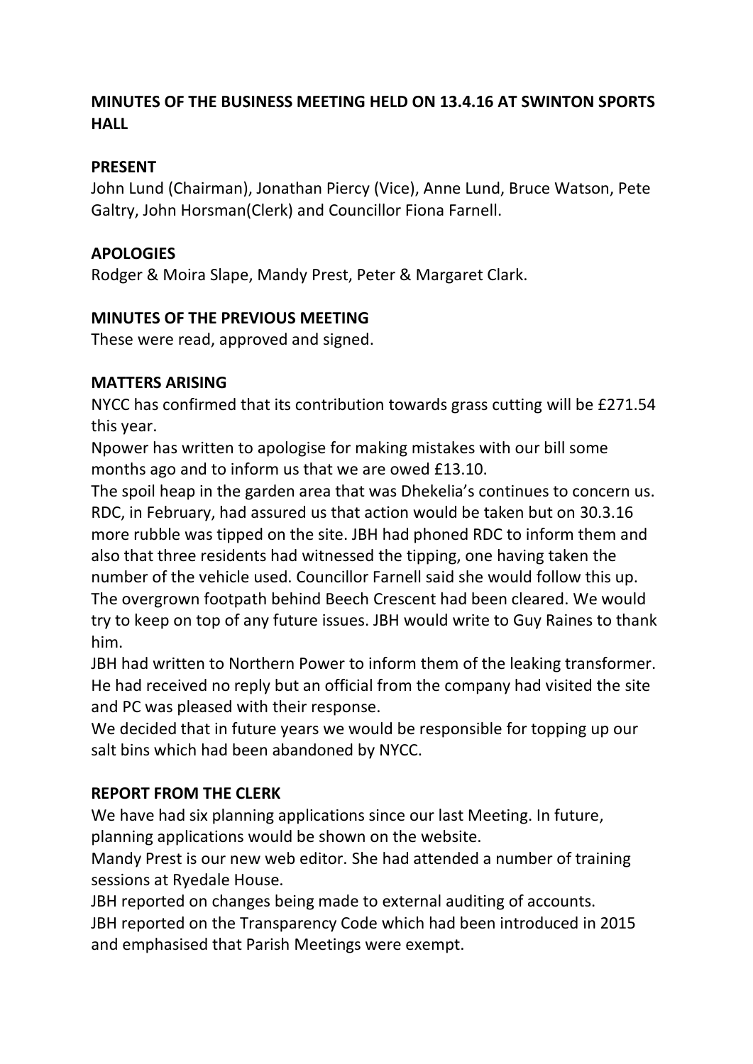# MINUTES OF THE BUSINESS MEETING HELD ON 13.4.16 AT SWINTON SPORTS HALL

## PRESENT

John Lund (Chairman), Jonathan Piercy (Vice), Anne Lund, Bruce Watson, Pete Galtry, John Horsman(Clerk) and Councillor Fiona Farnell.

## APOLOGIES

Rodger & Moira Slape, Mandy Prest, Peter & Margaret Clark.

## MINUTES OF THE PREVIOUS MEETING

These were read, approved and signed.

## MATTERS ARISING

NYCC has confirmed that its contribution towards grass cutting will be £271.54 this year.

Npower has written to apologise for making mistakes with our bill some months ago and to inform us that we are owed £13.10.

The spoil heap in the garden area that was Dhekelia's continues to concern us. RDC, in February, had assured us that action would be taken but on 30.3.16 more rubble was tipped on the site. JBH had phoned RDC to inform them and also that three residents had witnessed the tipping, one having taken the number of the vehicle used. Councillor Farnell said she would follow this up.

The overgrown footpath behind Beech Crescent had been cleared. We would try to keep on top of any future issues. JBH would write to Guy Raines to thank him.

JBH had written to Northern Power to inform them of the leaking transformer. He had received no reply but an official from the company had visited the site and PC was pleased with their response.

We decided that in future years we would be responsible for topping up our salt bins which had been abandoned by NYCC.

## REPORT FROM THE CLERK

We have had six planning applications since our last Meeting. In future, planning applications would be shown on the website.

Mandy Prest is our new web editor. She had attended a number of training sessions at Ryedale House.

JBH reported on changes being made to external auditing of accounts.

JBH reported on the Transparency Code which had been introduced in 2015 and emphasised that Parish Meetings were exempt.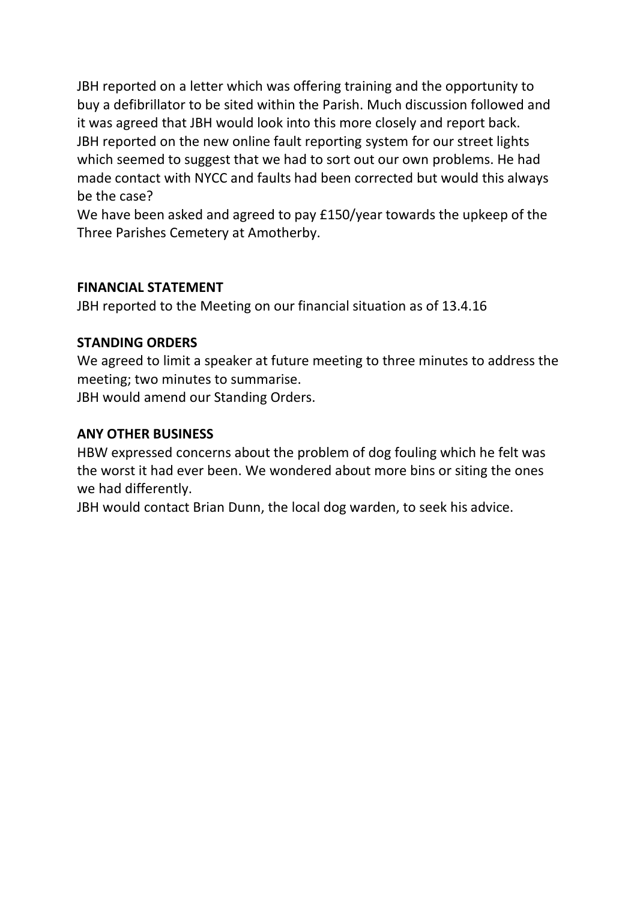JBH reported on a letter which was offering training and the opportunity to buy a defibrillator to be sited within the Parish. Much discussion followed and it was agreed that JBH would look into this more closely and report back.
JBH reported on the new online fault reporting system for our street lights which seemed to suggest that we had to sort out our own problems. He had made contact with NYCC and faults had been corrected but would this always be the case?
We have been asked and agreed to pay £150/year towards the upkeep of the Three Parishes Cemetery at Amotherby.

**FINANCIAL STATEMENT**

JBH reported to the Meeting on our financial situation as of 13.4.16

**STANDING ORDERS**

We agreed to limit a speaker at future meeting to three minutes to address the meeting; two minutes to summarise.
JBH would amend our Standing Orders.

**ANY OTHER BUSINESS**

HBW expressed concerns about the problem of dog fouling which he felt was the worst it had ever been. We wondered about more bins or siting the ones we had differently.
JBH would contact Brian Dunn, the local dog warden, to seek his advice.